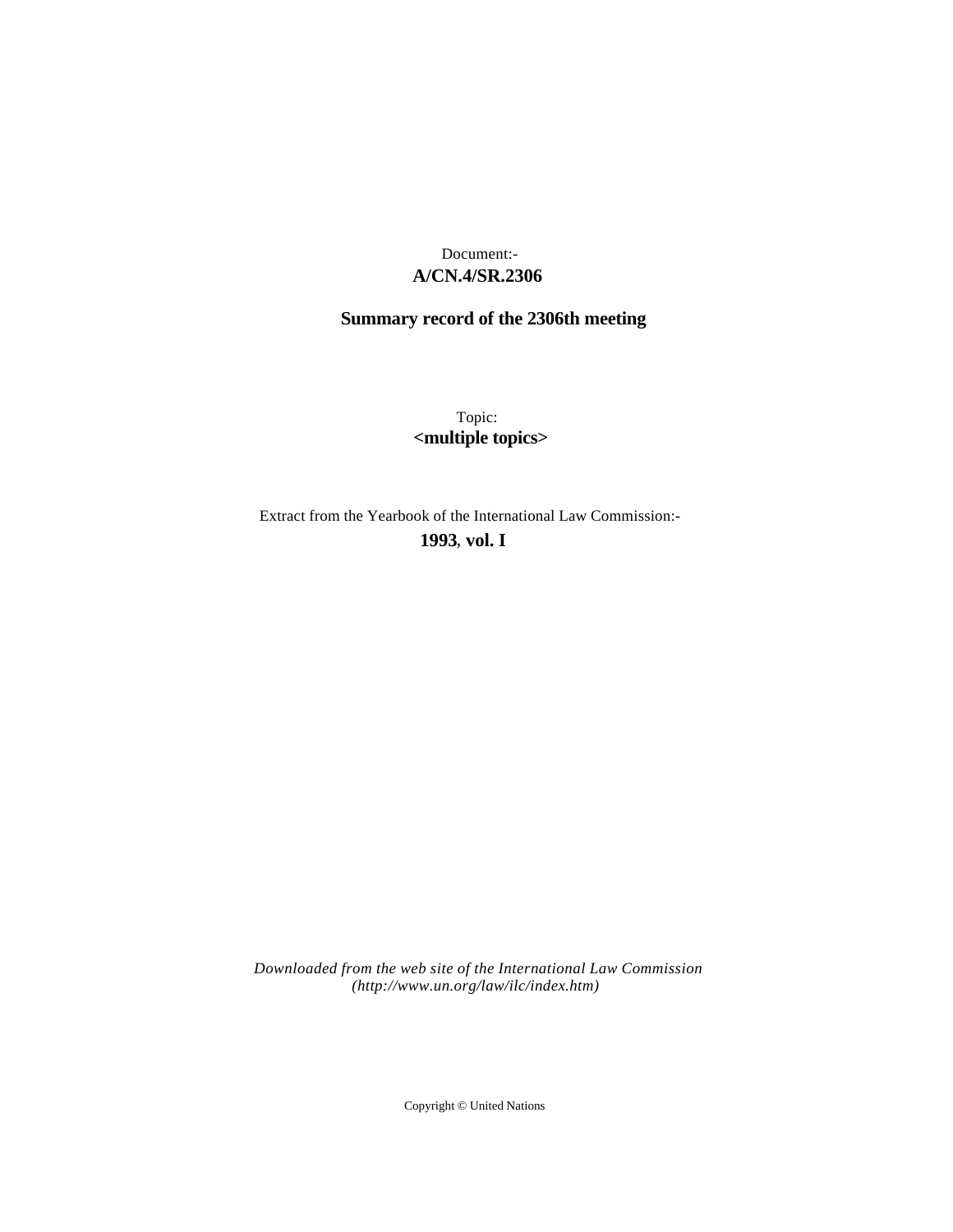Document:-
**A/CN.4/SR.2306**

**Summary record of the 2306th meeting**

Topic:
**<multiple topics>**

Extract from the Yearbook of the International Law Commission:-
**1993, vol. I**

*Downloaded from the web site of the International Law Commission (http://www.un.org/law/ilc/index.htm)*

Copyright © United Nations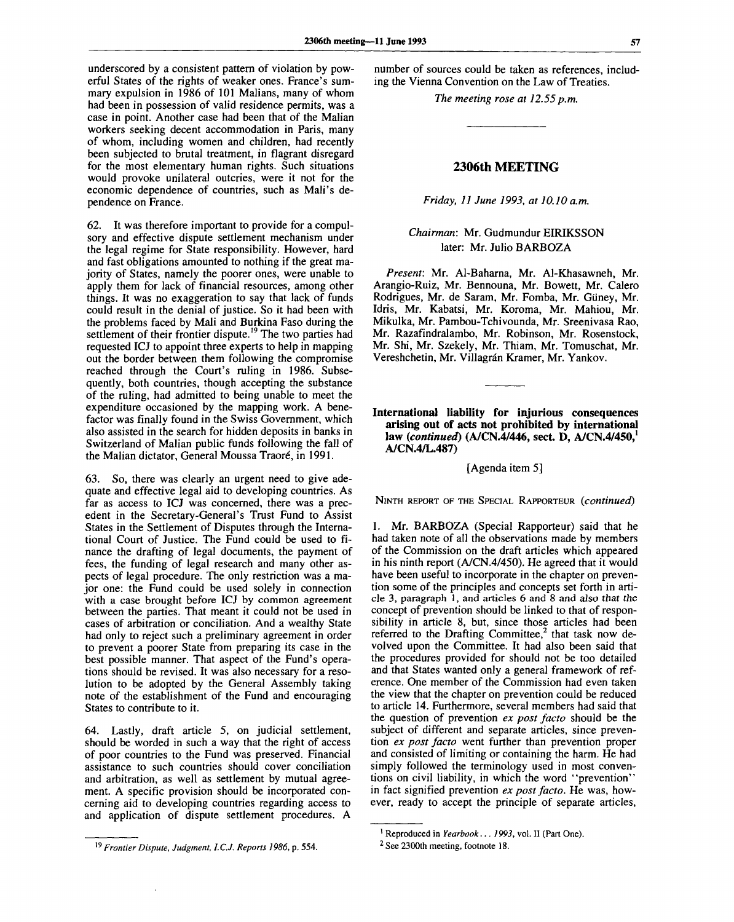underscored by a consistent pattern of violation by powerful States of the rights of weaker ones. France's summary expulsion in 1986 of 101 Malians, many of whom had been in possession of valid residence permits, was a case in point. Another case had been that of the Malian workers seeking decent accommodation in Paris, many of whom, including women and children, had recently been subjected to brutal treatment, in flagrant disregard for the most elementary human rights. Such situations would provoke unilateral outcries, were it not for the economic dependence of countries, such as Mali's dependence on France.

62. It was therefore important to provide for a compulsory and effective dispute settlement mechanism under the legal regime for State responsibility. However, hard and fast obligations amounted to nothing if the great majority of States, namely the poorer ones, were unable to apply them for lack of financial resources, among other things. It was no exaggeration to say that lack of funds could result in the denial of justice. So it had been with the problems faced by Mali and Burkina Faso during the settlement of their frontier dispute.[19] The two parties had requested ICJ to appoint three experts to help in mapping out the border between them following the compromise reached through the Court's ruling in 1986. Subsequently, both countries, though accepting the substance of the ruling, had admitted to being unable to meet the expenditure occasioned by the mapping work. A benefactor was finally found in the Swiss Government, which also assisted in the search for hidden deposits in banks in Switzerland of Malian public funds following the fall of the Malian dictator, General Moussa Traoré, in 1991.

63. So, there was clearly an urgent need to give adequate and effective legal aid to developing countries. As far as access to ICJ was concerned, there was a precedent in the Secretary-General's Trust Fund to Assist States in the Settlement of Disputes through the International Court of Justice. The Fund could be used to finance the drafting of legal documents, the payment of fees, the funding of legal research and many other aspects of legal procedure. The only restriction was a major one: the Fund could be used solely in connection with a case brought before ICJ by common agreement between the parties. That meant it could not be used in cases of arbitration or conciliation. And a wealthy State had only to reject such a preliminary agreement in order to prevent a poorer State from preparing its case in the best possible manner. That aspect of the Fund's operations should be revised. It was also necessary for a resolution to be adopted by the General Assembly taking note of the establishment of the Fund and encouraging States to contribute to it.

64. Lastly, draft article 5, on judicial settlement, should be worded in such a way that the right of access of poor countries to the Fund was preserved. Financial assistance to such countries should cover conciliation and arbitration, as well as settlement by mutual agreement. A specific provision should be incorporated concerning aid to developing countries regarding access to and application of dispute settlement procedures. A number of sources could be taken as references, including the Vienna Convention on the Law of Treaties.

*The meeting rose at 12.55 p.m.*

[19] *Frontier Dispute, Judgment, I.C.J. Reports 1986*, p. 554.

## 2306th MEETING

*Friday, 11 June 1993, at 10.10 a.m.*

*Chairman*: Mr. Gudmundur EIRIKSSON
later: Mr. Julio BARBOZA

*Present*: Mr. Al-Baharna, Mr. Al-Khasawneh, Mr. Arangio-Ruiz, Mr. Bennouna, Mr. Bowett, Mr. Calero Rodrigues, Mr. de Saram, Mr. Fomba, Mr. Güney, Mr. Idris, Mr. Kabatsi, Mr. Koroma, Mr. Mahiou, Mr. Mikulka, Mr. Pambou-Tchivounda, Mr. Sreenivasa Rao, Mr. Razafindralambo, Mr. Robinson, Mr. Rosenstock, Mr. Shi, Mr. Szekely, Mr. Thiam, Mr. Tomuschat, Mr. Vereshchetin, Mr. Villagrán Kramer, Mr. Yankov.

### International liability for injurious consequences arising out of acts not prohibited by international law (*continued*) (A/CN.4/446, sect. D, A/CN.4/450,[1] A/CN.4/L.487)

[Agenda item 5]

NINTH REPORT OF THE SPECIAL RAPPORTEUR (*continued*)

1. Mr. BARBOZA (Special Rapporteur) said that he had taken note of all the observations made by members of the Commission on the draft articles which appeared in his ninth report (A/CN.4/450). He agreed that it would have been useful to incorporate in the chapter on prevention some of the principles and concepts set forth in article 3, paragraph 1, and articles 6 and 8 and also that the concept of prevention should be linked to that of responsibility in article 8, but, since those articles had been referred to the Drafting Committee,[2] that task now devolved upon the Committee. It had also been said that the procedures provided for should not be too detailed and that States wanted only a general framework of reference. One member of the Commission had even taken the view that the chapter on prevention could be reduced to article 14. Furthermore, several members had said that the question of prevention *ex post facto* should be the subject of different and separate articles, since prevention *ex post facto* went further than prevention proper and consisted of limiting or containing the harm. He had simply followed the terminology used in most conventions on civil liability, in which the word "prevention" in fact signified prevention *ex post facto*. He was, however, ready to accept the principle of separate articles,

[1] Reproduced in *Yearbook . . . 1993*, vol. II (Part One).

[2] See 2300th meeting, footnote 18.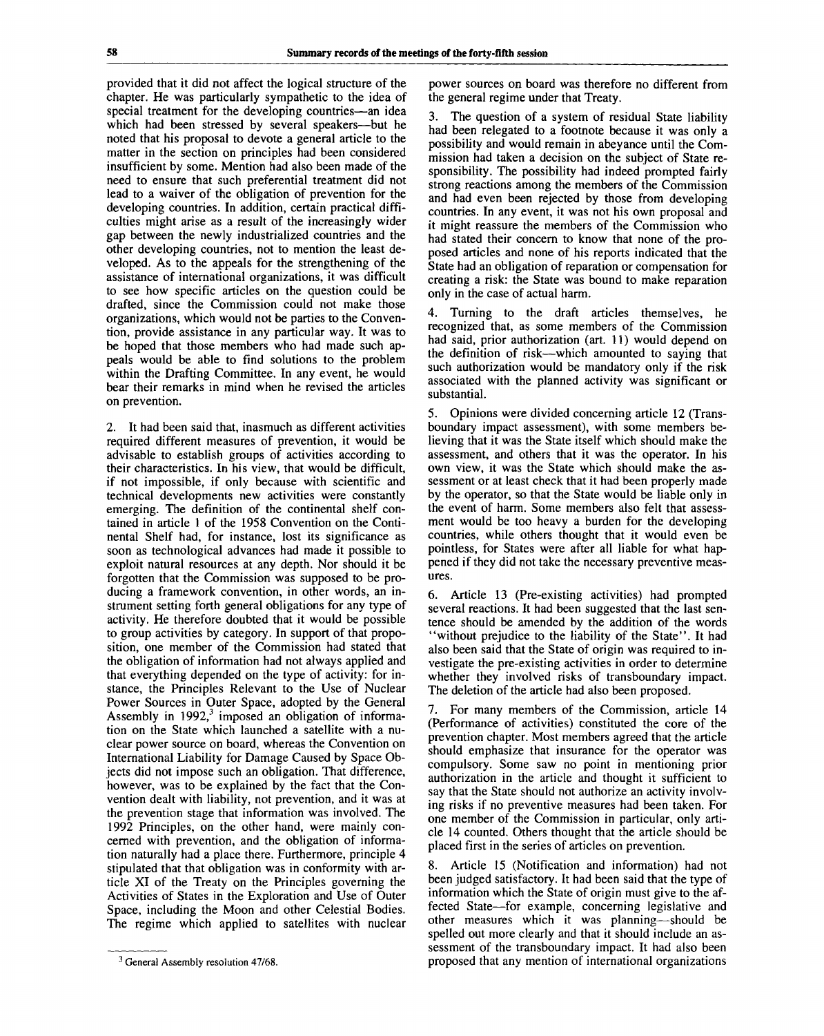provided that it did not affect the logical structure of the chapter. He was particularly sympathetic to the idea of special treatment for the developing countries—an idea which had been stressed by several speakers—but he noted that his proposal to devote a general article to the matter in the section on principles had been considered insufficient by some. Mention had also been made of the need to ensure that such preferential treatment did not lead to a waiver of the obligation of prevention for the developing countries. In addition, certain practical difficulties might arise as a result of the increasingly wider gap between the newly industrialized countries and the other developing countries, not to mention the least developed. As to the appeals for the strengthening of the assistance of international organizations, it was difficult to see how specific articles on the question could be drafted, since the Commission could not make those organizations, which would not be parties to the Convention, provide assistance in any particular way. It was to be hoped that those members who had made such appeals would be able to find solutions to the problem within the Drafting Committee. In any event, he would bear their remarks in mind when he revised the articles on prevention.

2. It had been said that, inasmuch as different activities required different measures of prevention, it would be advisable to establish groups of activities according to their characteristics. In his view, that would be difficult, if not impossible, if only because with scientific and technical developments new activities were constantly emerging. The definition of the continental shelf contained in article 1 of the 1958 Convention on the Continental Shelf had, for instance, lost its significance as soon as technological advances had made it possible to exploit natural resources at any depth. Nor should it be forgotten that the Commission was supposed to be producing a framework convention, in other words, an instrument setting forth general obligations for any type of activity. He therefore doubted that it would be possible to group activities by category. In support of that proposition, one member of the Commission had stated that the obligation of information had not always applied and that everything depended on the type of activity: for instance, the Principles Relevant to the Use of Nuclear Power Sources in Outer Space, adopted by the General Assembly in 1992,[3] imposed an obligation of information on the State which launched a satellite with a nuclear power source on board, whereas the Convention on International Liability for Damage Caused by Space Objects did not impose such an obligation. That difference, however, was to be explained by the fact that the Convention dealt with liability, not prevention, and it was at the prevention stage that information was involved. The 1992 Principles, on the other hand, were mainly concerned with prevention, and the obligation of information naturally had a place there. Furthermore, principle 4 stipulated that that obligation was in conformity with article XI of the Treaty on the Principles governing the Activities of States in the Exploration and Use of Outer Space, including the Moon and other Celestial Bodies. The regime which applied to satellites with nuclear power sources on board was therefore no different from the general regime under that Treaty.

3. The question of a system of residual State liability had been relegated to a footnote because it was only a possibility and would remain in abeyance until the Commission had taken a decision on the subject of State responsibility. The possibility had indeed prompted fairly strong reactions among the members of the Commission and had even been rejected by those from developing countries. In any event, it was not his own proposal and it might reassure the members of the Commission who had stated their concern to know that none of the proposed articles and none of his reports indicated that the State had an obligation of reparation or compensation for creating a risk: the State was bound to make reparation only in the case of actual harm.

4. Turning to the draft articles themselves, he recognized that, as some members of the Commission had said, prior authorization (art. 11) would depend on the definition of risk—which amounted to saying that such authorization would be mandatory only if the risk associated with the planned activity was significant or substantial.

5. Opinions were divided concerning article 12 (Transboundary impact assessment), with some members believing that it was the State itself which should make the assessment, and others that it was the operator. In his own view, it was the State which should make the assessment or at least check that it had been properly made by the operator, so that the State would be liable only in the event of harm. Some members also felt that assessment would be too heavy a burden for the developing countries, while others thought that it would even be pointless, for States were after all liable for what happened if they did not take the necessary preventive measures.

6. Article 13 (Pre-existing activities) had prompted several reactions. It had been suggested that the last sentence should be amended by the addition of the words "without prejudice to the liability of the State". It had also been said that the State of origin was required to investigate the pre-existing activities in order to determine whether they involved risks of transboundary impact. The deletion of the article had also been proposed.

7. For many members of the Commission, article 14 (Performance of activities) constituted the core of the prevention chapter. Most members agreed that the article should emphasize that insurance for the operator was compulsory. Some saw no point in mentioning prior authorization in the article and thought it sufficient to say that the State should not authorize an activity involving risks if no preventive measures had been taken. For one member of the Commission in particular, only article 14 counted. Others thought that the article should be placed first in the series of articles on prevention.

8. Article 15 (Notification and information) had not been judged satisfactory. It had been said that the type of information which the State of origin must give to the affected State—for example, concerning legislative and other measures which it was planning—should be spelled out more clearly and that it should include an assessment of the transboundary impact. It had also been proposed that any mention of international organizations

[3] General Assembly resolution 47/68.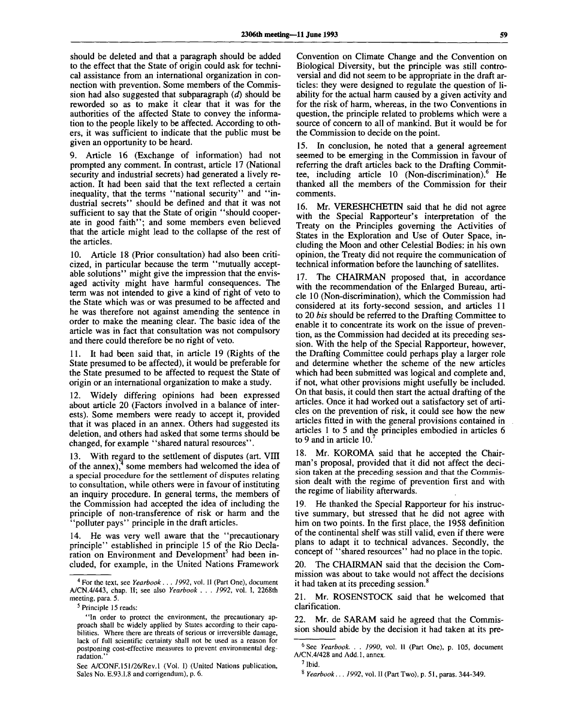should be deleted and that a paragraph should be added to the effect that the State of origin could ask for technical assistance from an international organization in connection with prevention. Some members of the Commission had also suggested that subparagraph (*d*) should be reworded so as to make it clear that it was for the authorities of the affected State to convey the information to the people likely to be affected. According to others, it was sufficient to indicate that the public must be given an opportunity to be heard.

9. Article 16 (Exchange of information) had not prompted any comment. In contrast, article 17 (National security and industrial secrets) had generated a lively reaction. It had been said that the text reflected a certain inequality, that the terms "national security" and "industrial secrets" should be defined and that it was not sufficient to say that the State of origin "should cooperate in good faith"; and some members even believed that the article might lead to the collapse of the rest of the articles.

10. Article 18 (Prior consultation) had also been criticized, in particular because the term "mutually acceptable solutions" might give the impression that the envisaged activity might have harmful consequences. The term was not intended to give a kind of right of veto to the State which was or was presumed to be affected and he was therefore not against amending the sentence in order to make the meaning clear. The basic idea of the article was in fact that consultation was not compulsory and there could therefore be no right of veto.

11. It had been said that, in article 19 (Rights of the State presumed to be affected), it would be preferable for the State presumed to be affected to request the State of origin or an international organization to make a study.

12. Widely differing opinions had been expressed about article 20 (Factors involved in a balance of interests). Some members were ready to accept it, provided that it was placed in an annex. Others had suggested its deletion, and others had asked that some terms should be changed, for example "shared natural resources".

13. With regard to the settlement of disputes (art. VIII of the annex),[4] some members had welcomed the idea of a special procedure for the settlement of disputes relating to consultation, while others were in favour of instituting an inquiry procedure. In general terms, the members of the Commission had accepted the idea of including the principle of non-transference of risk or harm and the "polluter pays" principle in the draft articles.

14. He was very well aware that the "precautionary principle" established in principle 15 of the Rio Declaration on Environment and Development[5] had been included, for example, in the United Nations Framework Convention on Climate Change and the Convention on Biological Diversity, but the principle was still controversial and did not seem to be appropriate in the draft articles: they were designed to regulate the question of liability for the actual harm caused by a given activity and for the risk of harm, whereas, in the two Conventions in question, the principle related to problems which were a source of concern to all of mankind. But it would be for the Commission to decide on the point.

15. In conclusion, he noted that a general agreement seemed to be emerging in the Commission in favour of referring the draft articles back to the Drafting Committee, including article 10 (Non-discrimination).[6] He thanked all the members of the Commission for their comments.

16. Mr. VERESHCHETIN said that he did not agree with the Special Rapporteur's interpretation of the Treaty on the Principles governing the Activities of States in the Exploration and Use of Outer Space, including the Moon and other Celestial Bodies: in his own opinion, the Treaty did not require the communication of technical information before the launching of satellites.

17. The CHAIRMAN proposed that, in accordance with the recommendation of the Enlarged Bureau, article 10 (Non-discrimination), which the Commission had considered at its forty-second session, and articles 11 to 20 *bis* should be referred to the Drafting Committee to enable it to concentrate its work on the issue of prevention, as the Commission had decided at its preceding session. With the help of the Special Rapporteur, however, the Drafting Committee could perhaps play a larger role and determine whether the scheme of the new articles which had been submitted was logical and complete and, if not, what other provisions might usefully be included. On that basis, it could then start the actual drafting of the articles. Once it had worked out a satisfactory set of articles on the prevention of risk, it could see how the new articles fitted in with the general provisions contained in articles 1 to 5 and the principles embodied in articles 6 to 9 and in article 10.[7]

18. Mr. KOROMA said that he accepted the Chairman's proposal, provided that it did not affect the decision taken at the preceding session and that the Commission dealt with the regime of prevention first and with the regime of liability afterwards.

19. He thanked the Special Rapporteur for his instructive summary, but stressed that he did not agree with him on two points. In the first place, the 1958 definition of the continental shelf was still valid, even if there were plans to adapt it to technical advances. Secondly, the concept of "shared resources" had no place in the topic.

20. The CHAIRMAN said that the decision the Commission was about to take would not affect the decisions it had taken at its preceding session.[8]

21. Mr. ROSENSTOCK said that he welcomed that clarification.

22. Mr. de SARAM said he agreed that the Commission should abide by the decision it had taken at its pre-

---

[4] For the text, see *Yearbook . . . 1992*, vol. II (Part One), document A/CN.4/443, chap. II; see also *Yearbook . . . 1992*, vol. I, 2268th meeting, para. 5.

[5] Principle 15 reads:

"In order to protect the environment, the precautionary approach shall be widely applied by States according to their capabilities. Where there are threats of serious or irreversible damage, lack of full scientific certainty shall not be used as a reason for postponing cost-effective measures to prevent environmental degradation."

See A/CONF.151/26/Rev.1 (Vol. I) (United Nations publication, Sales No. E.93.I.8 and corrigendum), p. 6.

[6] See *Yearbook. . . 1990*, vol. II (Part One), p. 105, document A/CN.4/428 and Add.1, annex.

[7] Ibid.

[8] *Yearbook . . . 1992*, vol. II (Part Two), p. 51, paras. 344-349.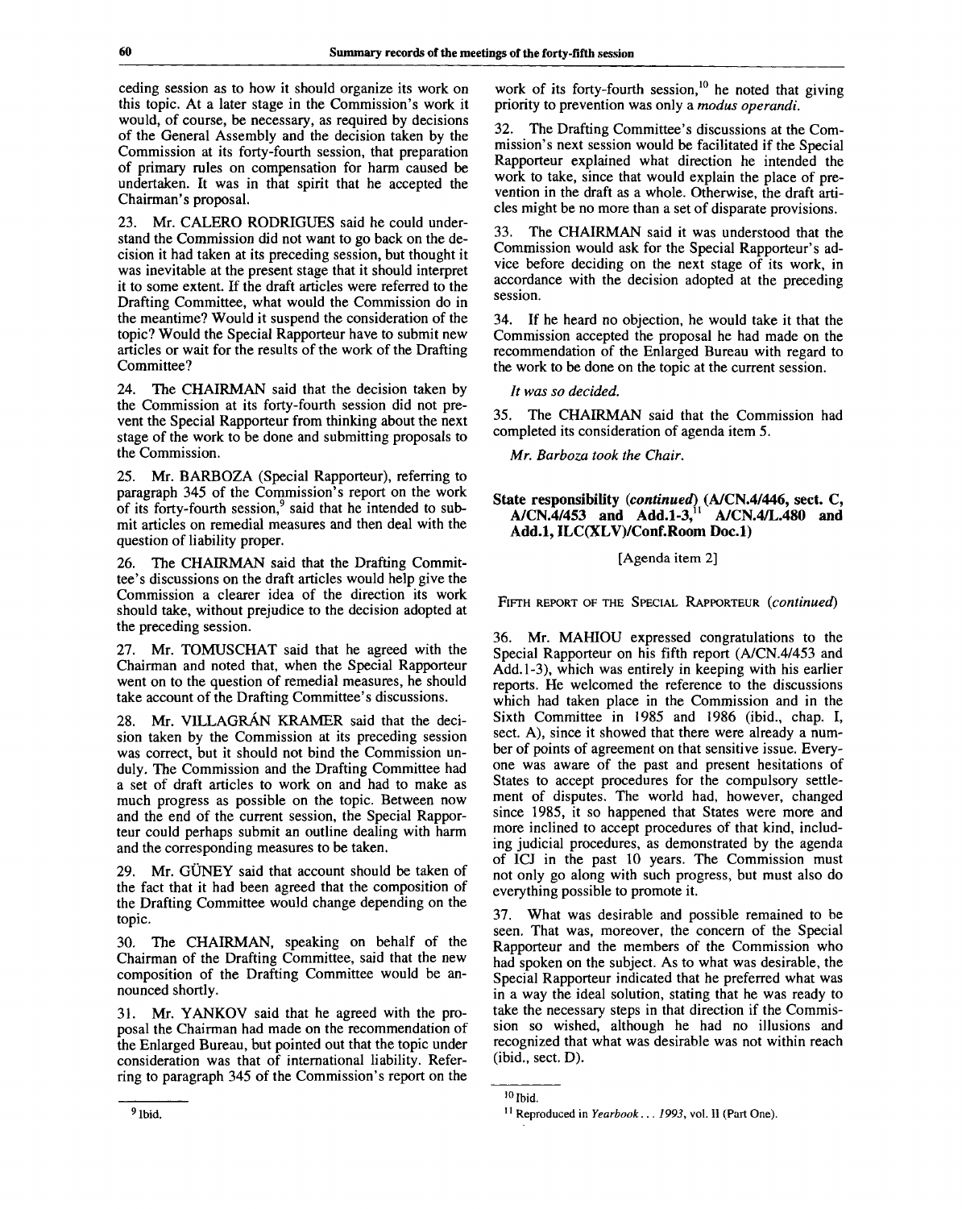ceding session as to how it should organize its work on this topic. At a later stage in the Commission's work it would, of course, be necessary, as required by decisions of the General Assembly and the decision taken by the Commission at its forty-fourth session, that preparation of primary rules on compensation for harm caused be undertaken. It was in that spirit that he accepted the Chairman's proposal.

23. Mr. CALERO RODRIGUES said he could understand the Commission did not want to go back on the decision it had taken at its preceding session, but thought it was inevitable at the present stage that it should interpret it to some extent. If the draft articles were referred to the Drafting Committee, what would the Commission do in the meantime? Would it suspend the consideration of the topic? Would the Special Rapporteur have to submit new articles or wait for the results of the work of the Drafting Committee?

24. The CHAIRMAN said that the decision taken by the Commission at its forty-fourth session did not prevent the Special Rapporteur from thinking about the next stage of the work to be done and submitting proposals to the Commission.

25. Mr. BARBOZA (Special Rapporteur), referring to paragraph 345 of the Commission's report on the work of its forty-fourth session,[9] said that he intended to submit articles on remedial measures and then deal with the question of liability proper.

26. The CHAIRMAN said that the Drafting Committee's discussions on the draft articles would help give the Commission a clearer idea of the direction its work should take, without prejudice to the decision adopted at the preceding session.

27. Mr. TOMUSCHAT said that he agreed with the Chairman and noted that, when the Special Rapporteur went on to the question of remedial measures, he should take account of the Drafting Committee's discussions.

28. Mr. VILLAGRÁN KRAMER said that the decision taken by the Commission at its preceding session was correct, but it should not bind the Commission unduly. The Commission and the Drafting Committee had a set of draft articles to work on and had to make as much progress as possible on the topic. Between now and the end of the current session, the Special Rapporteur could perhaps submit an outline dealing with harm and the corresponding measures to be taken.

29. Mr. GÜNEY said that account should be taken of the fact that it had been agreed that the composition of the Drafting Committee would change depending on the topic.

30. The CHAIRMAN, speaking on behalf of the Chairman of the Drafting Committee, said that the new composition of the Drafting Committee would be announced shortly.

31. Mr. YANKOV said that he agreed with the proposal the Chairman had made on the recommendation of the Enlarged Bureau, but pointed out that the topic under consideration was that of international liability. Referring to paragraph 345 of the Commission's report on the work of its forty-fourth session,[10] he noted that giving priority to prevention was only a *modus operandi.*

32. The Drafting Committee's discussions at the Commission's next session would be facilitated if the Special Rapporteur explained what direction he intended the work to take, since that would explain the place of prevention in the draft as a whole. Otherwise, the draft articles might be no more than a set of disparate provisions.

33. The CHAIRMAN said it was understood that the Commission would ask for the Special Rapporteur's advice before deciding on the next stage of its work, in accordance with the decision adopted at the preceding session.

34. If he heard no objection, he would take it that the Commission accepted the proposal he had made on the recommendation of the Enlarged Bureau with regard to the work to be done on the topic at the current session.

*It was so decided.*

35. The CHAIRMAN said that the Commission had completed its consideration of agenda item 5.

*Mr. Barboza took the Chair.*

## State responsibility (*continued*) (A/CN.4/446, sect. C, A/CN.4/453 and Add.1-3,[11] A/CN.4/L.480 and Add.1, ILC(XLV)/Conf.Room Doc.1)

[Agenda item 2]

### FIFTH REPORT OF THE SPECIAL RAPPORTEUR (*continued*)

36. Mr. MAHIOU expressed congratulations to the Special Rapporteur on his fifth report (A/CN.4/453 and Add.1-3), which was entirely in keeping with his earlier reports. He welcomed the reference to the discussions which had taken place in the Commission and in the Sixth Committee in 1985 and 1986 (ibid., chap. I, sect. A), since it showed that there were already a number of points of agreement on that sensitive issue. Everyone was aware of the past and present hesitations of States to accept procedures for the compulsory settlement of disputes. The world had, however, changed since 1985, it so happened that States were more and more inclined to accept procedures of that kind, including judicial procedures, as demonstrated by the agenda of ICJ in the past 10 years. The Commission must not only go along with such progress, but must also do everything possible to promote it.

37. What was desirable and possible remained to be seen. That was, moreover, the concern of the Special Rapporteur and the members of the Commission who had spoken on the subject. As to what was desirable, the Special Rapporteur indicated that he preferred what was in a way the ideal solution, stating that he was ready to take the necessary steps in that direction if the Commission so wished, although he had no illusions and recognized that what was desirable was not within reach (ibid., sect. D).

---

[9] Ibid.

[10] Ibid.

[11] Reproduced in *Yearbook... 1993*, vol. II (Part One).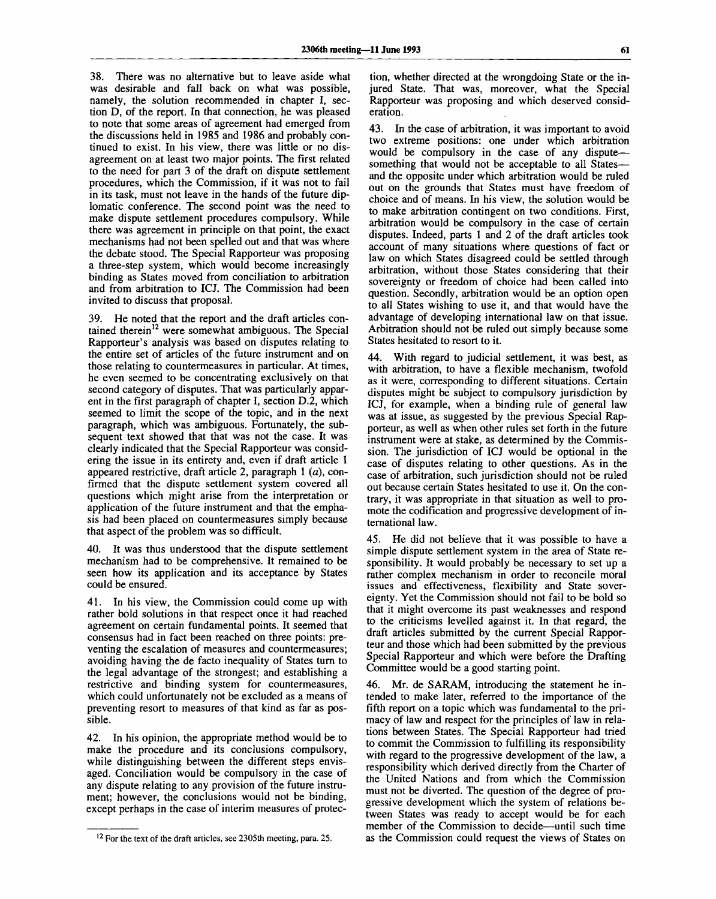38. There was no alternative but to leave aside what was desirable and fall back on what was possible, namely, the solution recommended in chapter I, section D, of the report. In that connection, he was pleased to note that some areas of agreement had emerged from the discussions held in 1985 and 1986 and probably continued to exist. In his view, there was little or no disagreement on at least two major points. The first related to the need for part 3 of the draft on dispute settlement procedures, which the Commission, if it was not to fail in its task, must not leave in the hands of the future diplomatic conference. The second point was the need to make dispute settlement procedures compulsory. While there was agreement in principle on that point, the exact mechanisms had not been spelled out and that was where the debate stood. The Special Rapporteur was proposing a three-step system, which would become increasingly binding as States moved from conciliation to arbitration and from arbitration to ICJ. The Commission had been invited to discuss that proposal.

39. He noted that the report and the draft articles contained therein[12] were somewhat ambiguous. The Special Rapporteur's analysis was based on disputes relating to the entire set of articles of the future instrument and on those relating to countermeasures in particular. At times, he even seemed to be concentrating exclusively on that second category of disputes. That was particularly apparent in the first paragraph of chapter I, section D.2, which seemed to limit the scope of the topic, and in the next paragraph, which was ambiguous. Fortunately, the subsequent text showed that that was not the case. It was clearly indicated that the Special Rapporteur was considering the issue in its entirety and, even if draft article 1 appeared restrictive, draft article 2, paragraph 1 (*a*), confirmed that the dispute settlement system covered all questions which might arise from the interpretation or application of the future instrument and that the emphasis had been placed on countermeasures simply because that aspect of the problem was so difficult.

40. It was thus understood that the dispute settlement mechanism had to be comprehensive. It remained to be seen how its application and its acceptance by States could be ensured.

41. In his view, the Commission could come up with rather bold solutions in that respect once it had reached agreement on certain fundamental points. It seemed that consensus had in fact been reached on three points: preventing the escalation of measures and countermeasures; avoiding having the de facto inequality of States turn to the legal advantage of the strongest; and establishing a restrictive and binding system for countermeasures, which could unfortunately not be excluded as a means of preventing resort to measures of that kind as far as possible.

42. In his opinion, the appropriate method would be to make the procedure and its conclusions compulsory, while distinguishing between the different steps envisaged. Conciliation would be compulsory in the case of any dispute relating to any provision of the future instrument; however, the conclusions would not be binding, except perhaps in the case of interim measures of protection, whether directed at the wrongdoing State or the injured State. That was, moreover, what the Special Rapporteur was proposing and which deserved consideration.

43. In the case of arbitration, it was important to avoid two extreme positions: one under which arbitration would be compulsory in the case of any dispute—something that would not be acceptable to all States—and the opposite under which arbitration would be ruled out on the grounds that States must have freedom of choice and of means. In his view, the solution would be to make arbitration contingent on two conditions. First, arbitration would be compulsory in the case of certain disputes. Indeed, parts 1 and 2 of the draft articles took account of many situations where questions of fact or law on which States disagreed could be settled through arbitration, without those States considering that their sovereignty or freedom of choice had been called into question. Secondly, arbitration would be an option open to all States wishing to use it, and that would have the advantage of developing international law on that issue. Arbitration should not be ruled out simply because some States hesitated to resort to it.

44. With regard to judicial settlement, it was best, as with arbitration, to have a flexible mechanism, twofold as it were, corresponding to different situations. Certain disputes might be subject to compulsory jurisdiction by ICJ, for example, when a binding rule of general law was at issue, as suggested by the previous Special Rapporteur, as well as when other rules set forth in the future instrument were at stake, as determined by the Commission. The jurisdiction of ICJ would be optional in the case of disputes relating to other questions. As in the case of arbitration, such jurisdiction should not be ruled out because certain States hesitated to use it. On the contrary, it was appropriate in that situation as well to promote the codification and progressive development of international law.

45. He did not believe that it was possible to have a simple dispute settlement system in the area of State responsibility. It would probably be necessary to set up a rather complex mechanism in order to reconcile moral issues and effectiveness, flexibility and State sovereignty. Yet the Commission should not fail to be bold so that it might overcome its past weaknesses and respond to the criticisms levelled against it. In that regard, the draft articles submitted by the current Special Rapporteur and those which had been submitted by the previous Special Rapporteur and which were before the Drafting Committee would be a good starting point.

46. Mr. de SARAM, introducing the statement he intended to make later, referred to the importance of the fifth report on a topic which was fundamental to the primacy of law and respect for the principles of law in relations between States. The Special Rapporteur had tried to commit the Commission to fulfilling its responsibility with regard to the progressive development of the law, a responsibility which derived directly from the Charter of the United Nations and from which the Commission must not be diverted. The question of the degree of progressive development which the system of relations between States was ready to accept would be for each member of the Commission to decide—until such time as the Commission could request the views of States on

---

[12] For the text of the draft articles, see 2305th meeting, para. 25.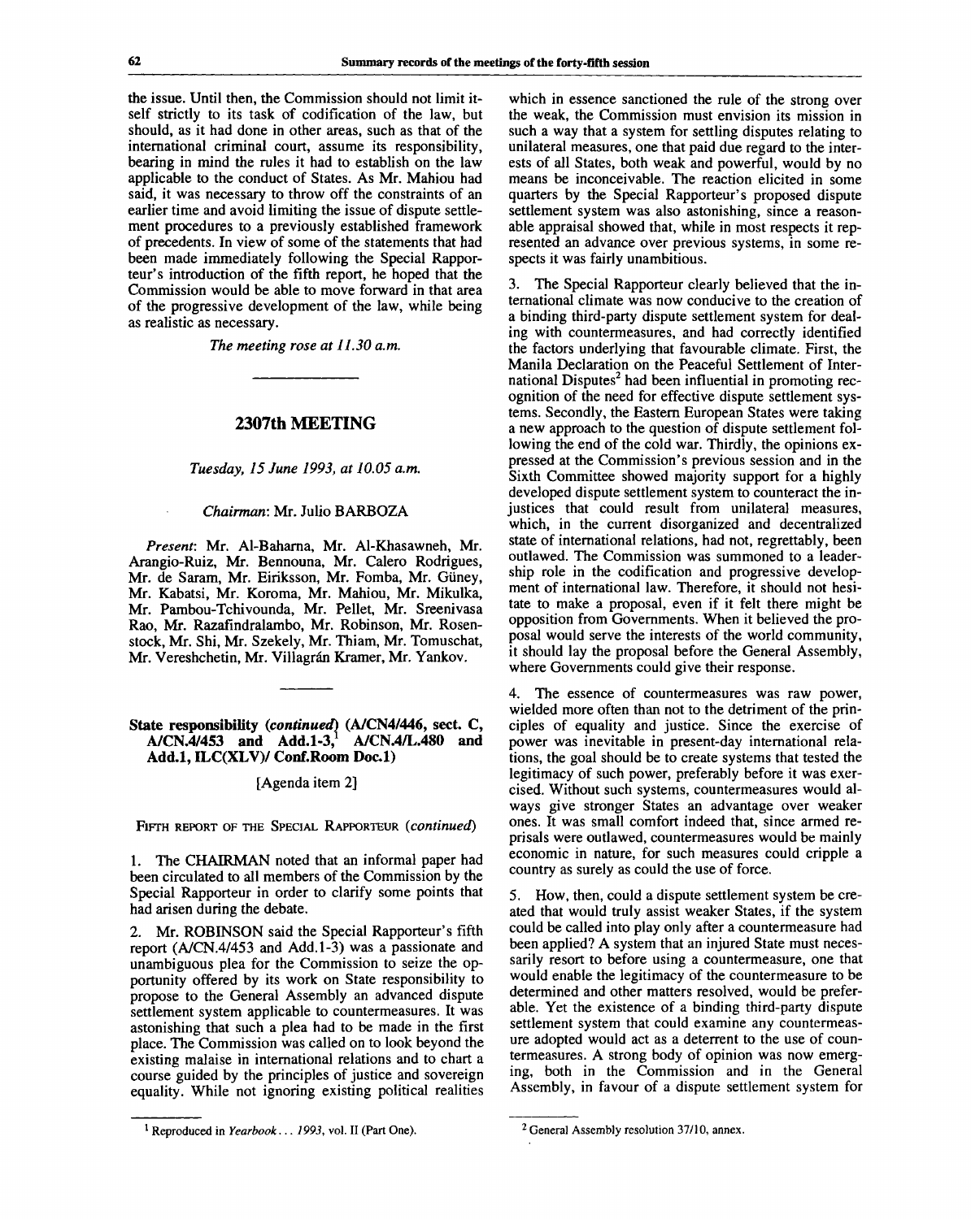the issue. Until then, the Commission should not limit itself strictly to its task of codification of the law, but should, as it had done in other areas, such as that of the international criminal court, assume its responsibility, bearing in mind the rules it had to establish on the law applicable to the conduct of States. As Mr. Mahiou had said, it was necessary to throw off the constraints of an earlier time and avoid limiting the issue of dispute settlement procedures to a previously established framework of precedents. In view of some of the statements that had been made immediately following the Special Rapporteur's introduction of the fifth report, he hoped that the Commission would be able to move forward in that area of the progressive development of the law, while being as realistic as necessary.

*The meeting rose at 11.30 a.m.*

---

## 2307th MEETING

*Tuesday, 15 June 1993, at 10.05 a.m.*

*Chairman*: Mr. Julio BARBOZA

*Present*: Mr. Al-Baharna, Mr. Al-Khasawneh, Mr. Arangio-Ruiz, Mr. Bennouna, Mr. Calero Rodrigues, Mr. de Saram, Mr. Eiriksson, Mr. Fomba, Mr. Güney, Mr. Kabatsi, Mr. Koroma, Mr. Mahiou, Mr. Mikulka, Mr. Pambou-Tchivounda, Mr. Pellet, Mr. Sreenivasa Rao, Mr. Razafindralambo, Mr. Robinson, Mr. Rosenstock, Mr. Shi, Mr. Szekely, Mr. Thiam, Mr. Tomuschat, Mr. Vereshchetin, Mr. Villagrán Kramer, Mr. Yankov.

---

### State responsibility (*continued*) (A/CN.4/446, sect. C, A/CN.4/453 and Add.1-3,[1] A/CN.4/L.480 and Add.1, ILC(XLV)/ Conf.Room Doc.1)

[Agenda item 2]

FIFTH REPORT OF THE SPECIAL RAPPORTEUR (*continued*)

1. The CHAIRMAN noted that an informal paper had been circulated to all members of the Commission by the Special Rapporteur in order to clarify some points that had arisen during the debate.

2. Mr. ROBINSON said the Special Rapporteur's fifth report (A/CN.4/453 and Add.1-3) was a passionate and unambiguous plea for the Commission to seize the opportunity offered by its work on State responsibility to propose to the General Assembly an advanced dispute settlement system applicable to countermeasures. It was astonishing that such a plea had to be made in the first place. The Commission was called on to look beyond the existing malaise in international relations and to chart a course guided by the principles of justice and sovereign equality. While not ignoring existing political realities which in essence sanctioned the rule of the strong over the weak, the Commission must envision its mission in such a way that a system for settling disputes relating to unilateral measures, one that paid due regard to the interests of all States, both weak and powerful, would by no means be inconceivable. The reaction elicited in some quarters by the Special Rapporteur's proposed dispute settlement system was also astonishing, since a reasonable appraisal showed that, while in most respects it represented an advance over previous systems, in some respects it was fairly unambitious.

3. The Special Rapporteur clearly believed that the international climate was now conducive to the creation of a binding third-party dispute settlement system for dealing with countermeasures, and had correctly identified the factors underlying that favourable climate. First, the Manila Declaration on the Peaceful Settlement of International Disputes[2] had been influential in promoting recognition of the need for effective dispute settlement systems. Secondly, the Eastern European States were taking a new approach to the question of dispute settlement following the end of the cold war. Thirdly, the opinions expressed at the Commission's previous session and in the Sixth Committee showed majority support for a highly developed dispute settlement system to counteract the injustices that could result from unilateral measures, which, in the current disorganized and decentralized state of international relations, had not, regrettably, been outlawed. The Commission was summoned to a leadership role in the codification and progressive development of international law. Therefore, it should not hesitate to make a proposal, even if it felt there might be opposition from Governments. When it believed the proposal would serve the interests of the world community, it should lay the proposal before the General Assembly, where Governments could give their response.

4. The essence of countermeasures was raw power, wielded more often than not to the detriment of the principles of equality and justice. Since the exercise of power was inevitable in present-day international relations, the goal should be to create systems that tested the legitimacy of such power, preferably before it was exercised. Without such systems, countermeasures would always give stronger States an advantage over weaker ones. It was small comfort indeed that, since armed reprisals were outlawed, countermeasures would be mainly economic in nature, for such measures could cripple a country as surely as could the use of force.

5. How, then, could a dispute settlement system be created that would truly assist weaker States, if the system could be called into play only after a countermeasure had been applied? A system that an injured State must necessarily resort to before using a countermeasure, one that would enable the legitimacy of the countermeasure to be determined and other matters resolved, would be preferable. Yet the existence of a binding third-party dispute settlement system that could examine any countermeasure adopted would act as a deterrent to the use of countermeasures. A strong body of opinion was now emerging, both in the Commission and in the General Assembly, in favour of a dispute settlement system for

---

[1] Reproduced in *Yearbook... 1993*, vol. II (Part One).

[2] General Assembly resolution 37/10, annex.